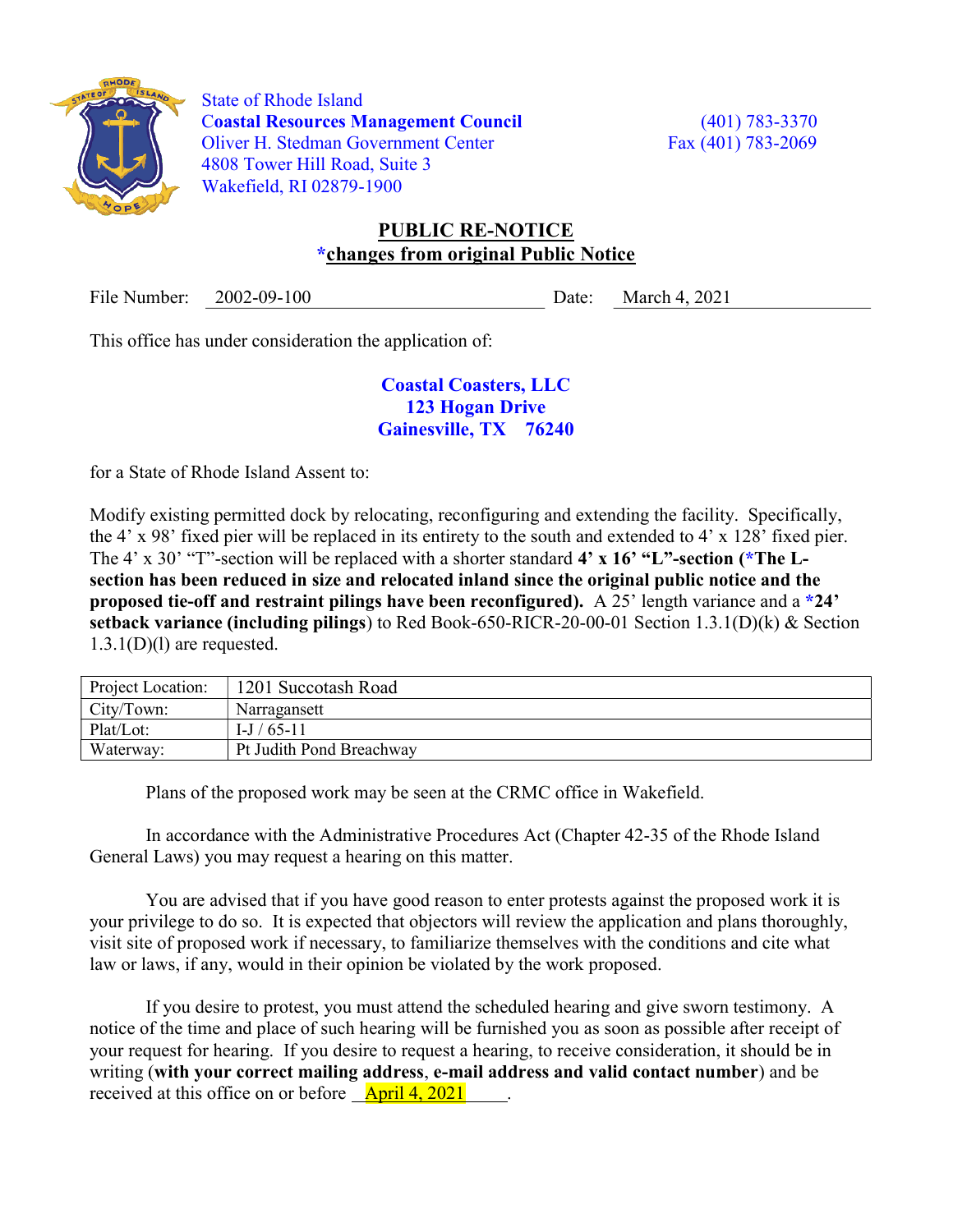State of Rhode Island
**Coastal Resources Management Council**
Oliver H. Stedman Government Center
4808 Tower Hill Road, Suite 3
Wakefield, RI 02879-1900

(401) 783-3370
Fax (401) 783-2069

## PUBLIC RE-NOTICE
### *changes from original Public Notice

File Number: 2002-09-100 Date: March 4, 2021

This office has under consideration the application of:

**Coastal Coasters, LLC**
**123 Hogan Drive**
**Gainesville, TX 76240**

for a State of Rhode Island Assent to:

Modify existing permitted dock by relocating, reconfiguring and extending the facility. Specifically, the 4' x 98' fixed pier will be replaced in its entirety to the south and extended to 4' x 128' fixed pier. The 4' x 30' "T"-section will be replaced with a shorter standard **4' x 16' "L"-section (*The L-section has been reduced in size and relocated inland since the original public notice and the proposed tie-off and restraint pilings have been reconfigured).** A 25' length variance and a ***24' setback variance (including pilings**) to Red Book-650-RICR-20-00-01 Section 1.3.1(D)(k) & Section 1.3.1(D)(l) are requested.

| Project Location: | 1201 Succotash Road |
|---|---|
| City/Town: | Narragansett |
| Plat/Lot: | I-J / 65-11 |
| Waterway: | Pt Judith Pond Breachway |

Plans of the proposed work may be seen at the CRMC office in Wakefield.

In accordance with the Administrative Procedures Act (Chapter 42-35 of the Rhode Island General Laws) you may request a hearing on this matter.

You are advised that if you have good reason to enter protests against the proposed work it is your privilege to do so. It is expected that objectors will review the application and plans thoroughly, visit site of proposed work if necessary, to familiarize themselves with the conditions and cite what law or laws, if any, would in their opinion be violated by the work proposed.

If you desire to protest, you must attend the scheduled hearing and give sworn testimony. A notice of the time and place of such hearing will be furnished you as soon as possible after receipt of your request for hearing. If you desire to request a hearing, to receive consideration, it should be in writing (**with your correct mailing address**, **e-mail address and valid contact number**) and be received at this office on or before April 4, 2021.